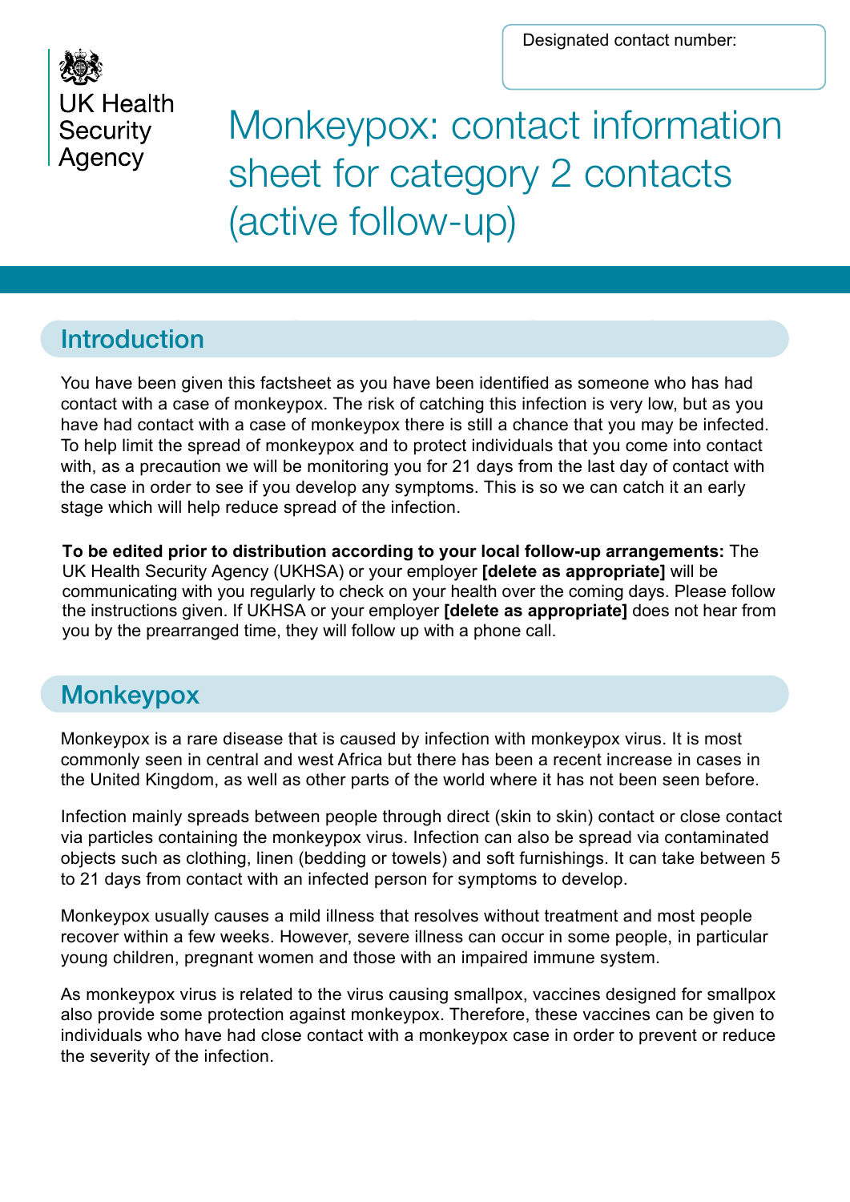Designated contact number:

UK Health Security Agency

# Monkeypox: contact information sheet for category 2 contacts (active follow-up)

## Introduction

You have been given this factsheet as you have been identified as someone who has had contact with a case of monkeypox. The risk of catching this infection is very low, but as you have had contact with a case of monkeypox there is still a chance that you may be infected. To help limit the spread of monkeypox and to protect individuals that you come into contact with, as a precaution we will be monitoring you for 21 days from the last day of contact with the case in order to see if you develop any symptoms. This is so we can catch it an early stage which will help reduce spread of the infection.

**To be edited prior to distribution according to your local follow-up arrangements:** The UK Health Security Agency (UKHSA) or your employer **[delete as appropriate]** will be communicating with you regularly to check on your health over the coming days. Please follow the instructions given. If UKHSA or your employer **[delete as appropriate]** does not hear from you by the prearranged time, they will follow up with a phone call.

## Monkeypox

Monkeypox is a rare disease that is caused by infection with monkeypox virus. It is most commonly seen in central and west Africa but there has been a recent increase in cases in the United Kingdom, as well as other parts of the world where it has not been seen before.

Infection mainly spreads between people through direct (skin to skin) contact or close contact via particles containing the monkeypox virus. Infection can also be spread via contaminated objects such as clothing, linen (bedding or towels) and soft furnishings. It can take between 5 to 21 days from contact with an infected person for symptoms to develop.

Monkeypox usually causes a mild illness that resolves without treatment and most people recover within a few weeks. However, severe illness can occur in some people, in particular young children, pregnant women and those with an impaired immune system.

As monkeypox virus is related to the virus causing smallpox, vaccines designed for smallpox also provide some protection against monkeypox. Therefore, these vaccines can be given to individuals who have had close contact with a monkeypox case in order to prevent or reduce the severity of the infection.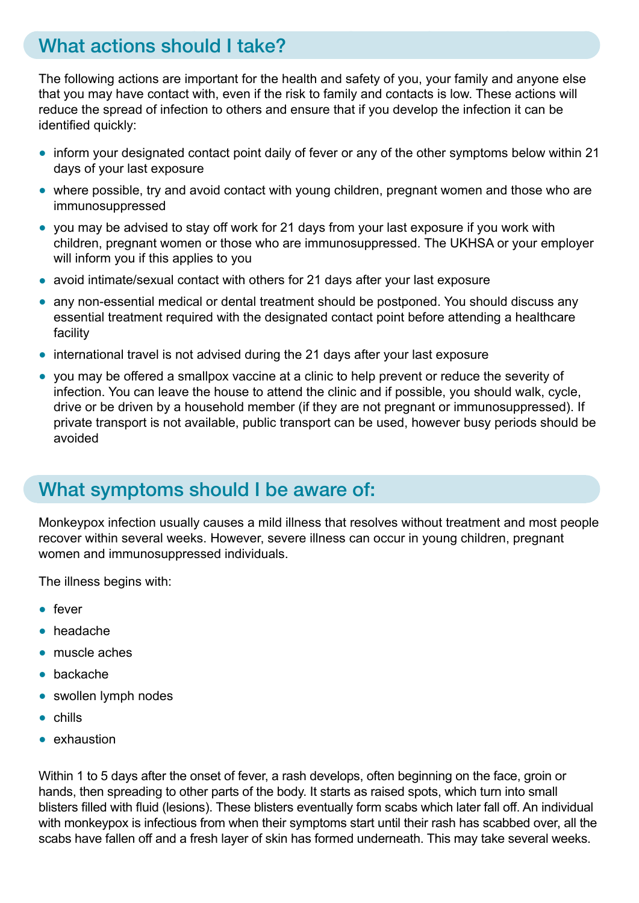## What actions should I take?

The following actions are important for the health and safety of you, your family and anyone else that you may have contact with, even if the risk to family and contacts is low. These actions will reduce the spread of infection to others and ensure that if you develop the infection it can be identified quickly:

- inform your designated contact point daily of fever or any of the other symptoms below within 21 days of your last exposure
- where possible, try and avoid contact with young children, pregnant women and those who are immunosuppressed
- you may be advised to stay off work for 21 days from your last exposure if you work with children, pregnant women or those who are immunosuppressed. The UKHSA or your employer will inform you if this applies to you
- avoid intimate/sexual contact with others for 21 days after your last exposure
- any non-essential medical or dental treatment should be postponed. You should discuss any essential treatment required with the designated contact point before attending a healthcare facility
- international travel is not advised during the 21 days after your last exposure
- you may be offered a smallpox vaccine at a clinic to help prevent or reduce the severity of infection. You can leave the house to attend the clinic and if possible, you should walk, cycle, drive or be driven by a household member (if they are not pregnant or immunosuppressed). If private transport is not available, public transport can be used, however busy periods should be avoided

## What symptoms should I be aware of:

Monkeypox infection usually causes a mild illness that resolves without treatment and most people recover within several weeks. However, severe illness can occur in young children, pregnant women and immunosuppressed individuals.

The illness begins with:

- fever
- headache
- muscle aches
- backache
- swollen lymph nodes
- chills
- exhaustion

Within 1 to 5 days after the onset of fever, a rash develops, often beginning on the face, groin or hands, then spreading to other parts of the body. It starts as raised spots, which turn into small blisters filled with fluid (lesions). These blisters eventually form scabs which later fall off. An individual with monkeypox is infectious from when their symptoms start until their rash has scabbed over, all the scabs have fallen off and a fresh layer of skin has formed underneath. This may take several weeks.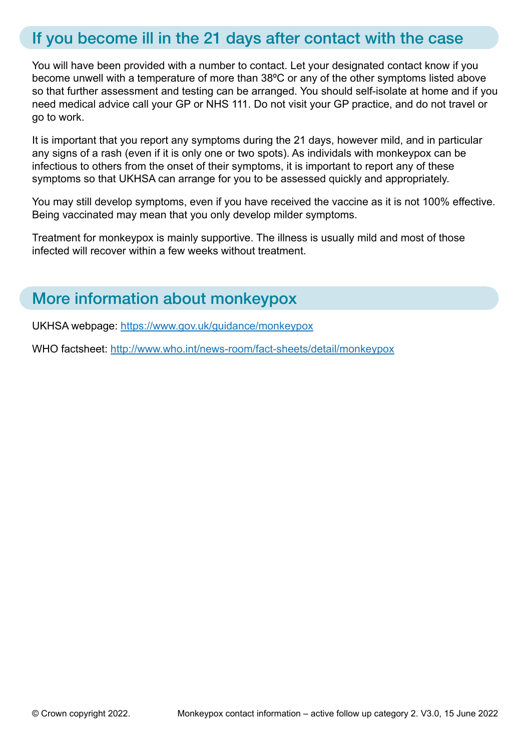## If you become ill in the 21 days after contact with the case

You will have been provided with a number to contact. Let your designated contact know if you become unwell with a temperature of more than 38ºC or any of the other symptoms listed above so that further assessment and testing can be arranged. You should self-isolate at home and if you need medical advice call your GP or NHS 111. Do not visit your GP practice, and do not travel or go to work.

It is important that you report any symptoms during the 21 days, however mild, and in particular any signs of a rash (even if it is only one or two spots). As individuals with monkeypox can be infectious to others from the onset of their symptoms, it is important to report any of these symptoms so that UKHSA can arrange for you to be assessed quickly and appropriately.

You may still develop symptoms, even if you have received the vaccine as it is not 100% effective. Being vaccinated may mean that you only develop milder symptoms.

Treatment for monkeypox is mainly supportive. The illness is usually mild and most of those infected will recover within a few weeks without treatment.

## More information about monkeypox

UKHSA webpage: https://www.gov.uk/guidance/monkeypox

WHO factsheet: http://www.who.int/news-room/fact-sheets/detail/monkeypox

© Crown copyright 2022. Monkeypox contact information – active follow up category 2. V3.0, 15 June 2022